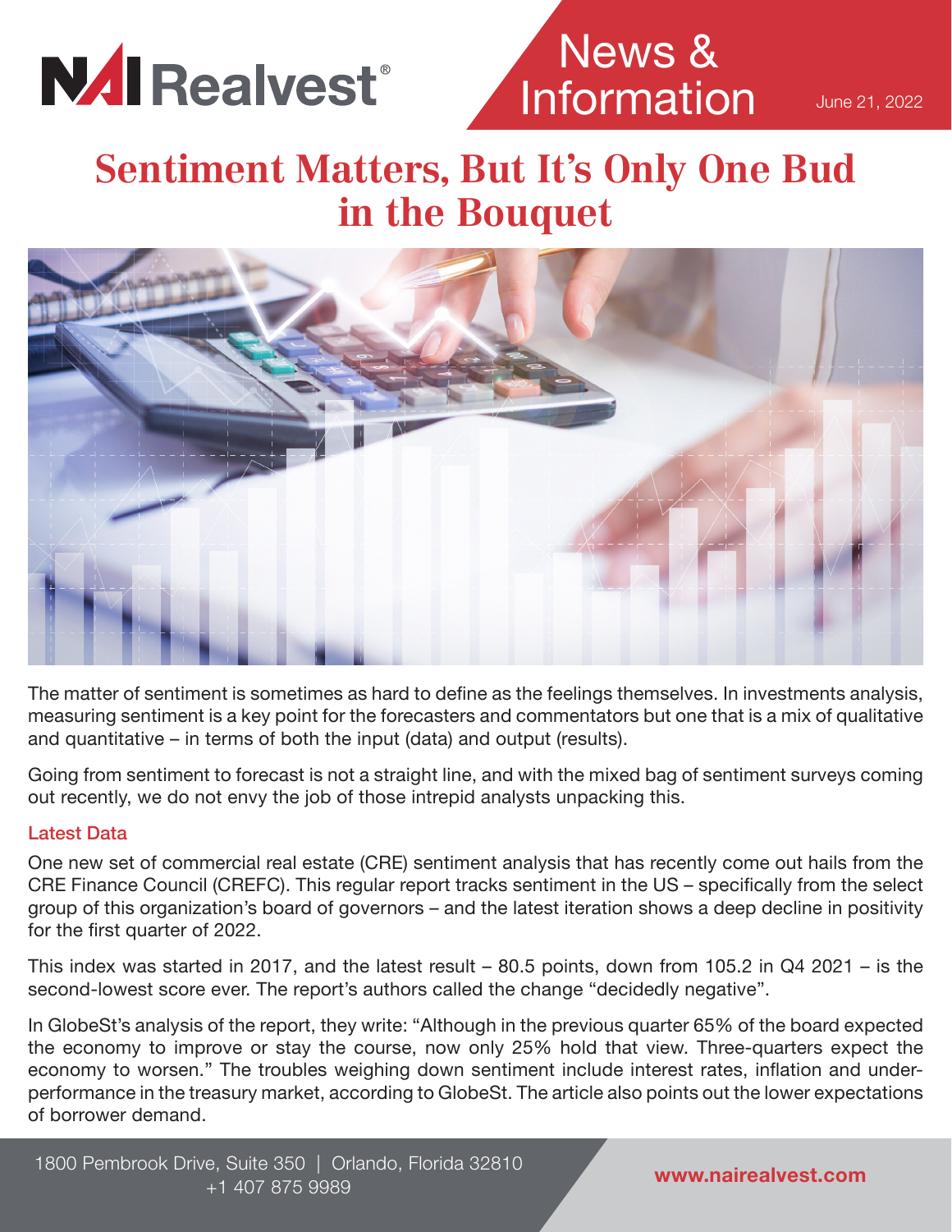NAI Realvest®

News & Information

June 21, 2022

# Sentiment Matters, But It's Only One Bud in the Bouquet

The matter of sentiment is sometimes as hard to define as the feelings themselves. In investments analysis, measuring sentiment is a key point for the forecasters and commentators but one that is a mix of qualitative and quantitative – in terms of both the input (data) and output (results).

Going from sentiment to forecast is not a straight line, and with the mixed bag of sentiment surveys coming out recently, we do not envy the job of those intrepid analysts unpacking this.

## Latest Data

One new set of commercial real estate (CRE) sentiment analysis that has recently come out hails from the CRE Finance Council (CREFC). This regular report tracks sentiment in the US – specifically from the select group of this organization's board of governors – and the latest iteration shows a deep decline in positivity for the first quarter of 2022.

This index was started in 2017, and the latest result – 80.5 points, down from 105.2 in Q4 2021 – is the second-lowest score ever. The report's authors called the change "decidedly negative".

In GlobeSt's analysis of the report, they write: "Although in the previous quarter 65% of the board expected the economy to improve or stay the course, now only 25% hold that view. Three-quarters expect the economy to worsen." The troubles weighing down sentiment include interest rates, inflation and under-performance in the treasury market, according to GlobeSt. The article also points out the lower expectations of borrower demand.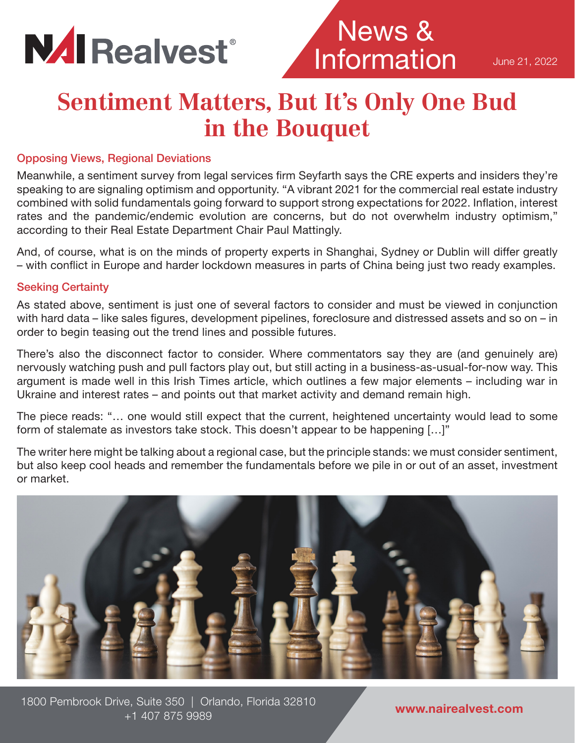# Sentiment Matters, But It's Only One Bud in the Bouquet

### Opposing Views, Regional Deviations

Meanwhile, a sentiment survey from legal services firm Seyfarth says the CRE experts and insiders they're speaking to are signaling optimism and opportunity. "A vibrant 2021 for the commercial real estate industry combined with solid fundamentals going forward to support strong expectations for 2022. Inflation, interest rates and the pandemic/endemic evolution are concerns, but do not overwhelm industry optimism," according to their Real Estate Department Chair Paul Mattingly.

And, of course, what is on the minds of property experts in Shanghai, Sydney or Dublin will differ greatly – with conflict in Europe and harder lockdown measures in parts of China being just two ready examples.

### Seeking Certainty

As stated above, sentiment is just one of several factors to consider and must be viewed in conjunction with hard data – like sales figures, development pipelines, foreclosure and distressed assets and so on – in order to begin teasing out the trend lines and possible futures.

There's also the disconnect factor to consider. Where commentators say they are (and genuinely are) nervously watching push and pull factors play out, but still acting in a business-as-usual-for-now way. This argument is made well in this Irish Times article, which outlines a few major elements – including war in Ukraine and interest rates – and points out that market activity and demand remain high.

The piece reads: "… one would still expect that the current, heightened uncertainty would lead to some form of stalemate as investors take stock. This doesn't appear to be happening […]"

The writer here might be talking about a regional case, but the principle stands: we must consider sentiment, but also keep cool heads and remember the fundamentals before we pile in or out of an asset, investment or market.